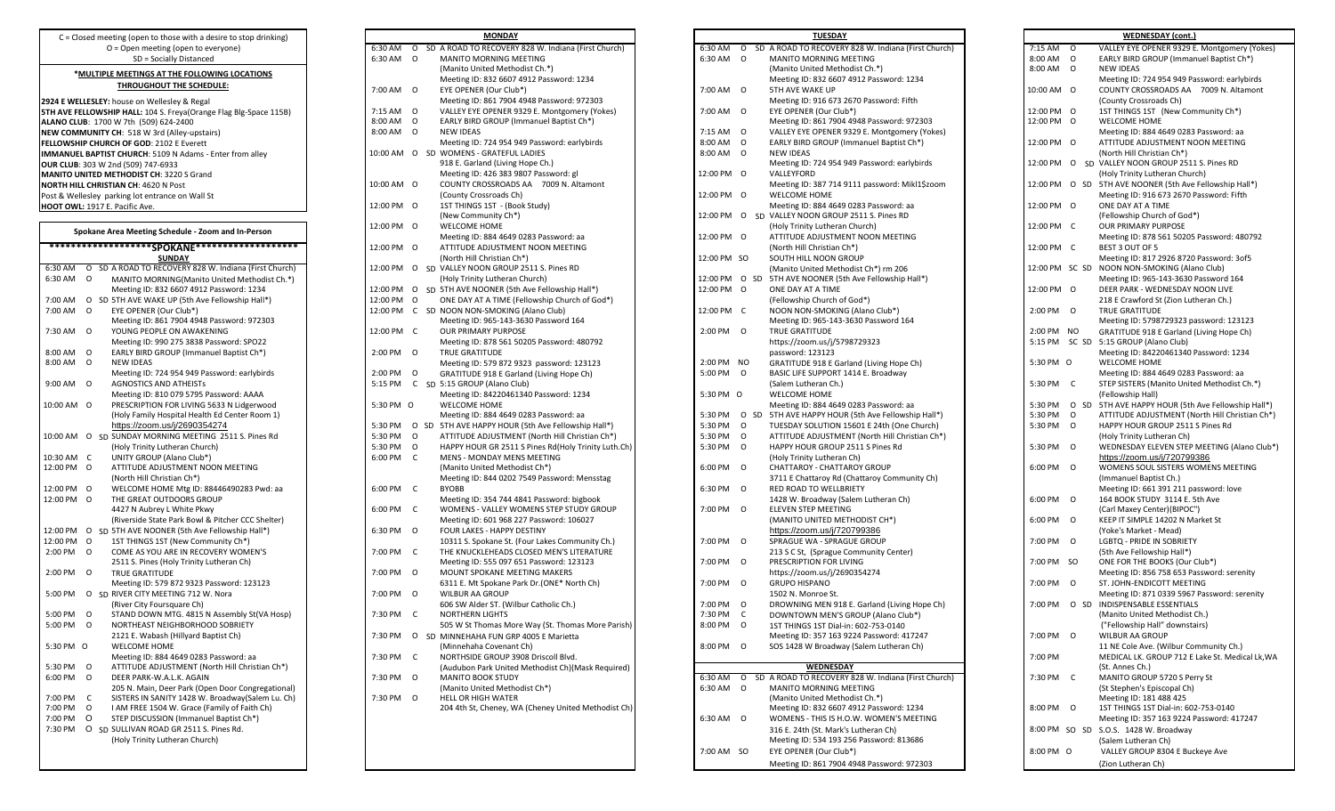C = Closed meeting (open to those with a desire to stop drinking)
O = Open meeting (open to everyone)
SD = Socially Distanced

**\*MULTIPLE MEETINGS AT THE FOLLOWING LOCATIONS THROUGHOUT THE SCHEDULE:**

**2924 E WELLESLEY:** house on Wellesley & Regal
**5TH AVE FELLOWSHIP HALL:** 104 S. Freya(Orange Flag Blg-Space 115B)
**ALANO CLUB:** 1700 W 7th (509) 624-2400
**NEW COMMUNITY CH:** 518 W 3rd (Alley-upstairs)
**FELLOWSHIP CHURCH OF GOD:** 2102 E Everett
**IMMANUEL BAPTIST CHURCH:** 5109 N Adams - Enter from alley
**OUR CLUB:** 303 W 2nd (509) 747-6933
**MANITO UNITED METHODIST CH:** 3220 S Grand
**NORTH HILL CHRISTIAN CH:** 4620 N Post
Post & Wellesley parking lot entrance on Wall St
**HOOT OWL:** 1917 E. Pacific Ave.

## Spokane Area Meeting Schedule - Zoom and In-Person

### \*\*\*\*\*\*\*\*\*\*\*\*\*\*\*\*\*\*\*\*SPOKANE\*\*\*\*\*\*\*\*\*\*\*\*\*\*\*\*\*\*\*\*

### SUNDAY

| Time | Type | Meeting |
|---|---|---|
| 6:30 AM | O SD | A ROAD TO RECOVERY 828 W. Indiana (First Church) |
| 6:30 AM | O | MANITO MORNING(Manito United Methodist Ch.\*) Meeting ID: 832 6607 4912 Password: 1234 |
| 7:00 AM | O SD | 5TH AVE WAKE UP (5th Ave Fellowship Hall\*) |
| 7:00 AM | O | EYE OPENER (Our Club\*) Meeting ID: 861 7904 4948 Password: 972303 |
| 7:30 AM | O | YOUNG PEOPLE ON AWAKENING Meeting ID: 990 275 3838 Password: SPO22 |
| 8:00 AM | O | EARLY BIRD GROUP (Immanuel Baptist Ch\*) |
| 8:00 AM | O | NEW IDEAS Meeting ID: 724 954 949 Password: earlybirds |
| 9:00 AM | O | AGNOSTICS AND ATHEISTs Meeting ID: 810 079 5795 Password: AAAA |
| 10:00 AM | O | PRESCRIPTION FOR LIVING 5633 N Lidgerwood (Holy Family Hospital Health Ed Center Room 1) https://zoom.us/j/2690354274 |
| 10:00 AM | O SD | SUNDAY MORNING MEETING 2511 S. Pines Rd (Holy Trinity Lutheran Church) |
| 10:30 AM | C | UNITY GROUP (Alano Club\*) |
| 12:00 PM | O | ATTITUDE ADJUSTMENT NOON MEETING (North Hill Christian Ch\*) |
| 12:00 PM | O | WELCOME HOME Mtg ID: 88446490283 Pwd: aa |
| 12:00 PM | O | THE GREAT OUTDOORS GROUP 4427 N Aubrey L White Pkwy (Riverside State Park Bowl & Pitcher CCC Shelter) |
| 12:00 PM | O SD | 5TH AVE NOONER (5th Ave Fellowship Hall\*) |
| 12:00 PM | O | 1ST THINGS 1ST (New Community Ch\*) |
| 2:00 PM | O | COME AS YOU ARE IN RECOVERY WOMEN'S 2511 S. Pines (Holy Trinity Lutheran Ch) |
| 2:00 PM | O | TRUE GRATITUDE Meeting ID: 579 872 9323 Password: 123123 |
| 5:00 PM | O SD | RIVER CITY MEETING 712 W. Nora (River City Foursquare Ch) |
| 5:00 PM | O | STAND DOWN MTG. 4815 N Assembly St(VA Hosp) |
| 5:00 PM | O | NORTHEAST NEIGHBORHOOD SOBRIETY 2121 E. Wabash (Hillyard Baptist Ch) |
| 5:30 PM | O | WELCOME HOME Meeting ID: 884 4649 0283 Password: aa |
| 5:30 PM | O | ATTITUDE ADJUSTMENT (North Hill Christian Ch\*) |
| 6:00 PM | O | DEER PARK-W.A.L.K. AGAIN 205 N. Main, Deer Park (Open Door Congregational) |
| 7:00 PM | C | SISTERS IN SANITY 1428 W. Broadway(Salem Lu. Ch) |
| 7:00 PM | O | I AM FREE 1504 W. Grace (Family of Faith Ch) |
| 7:00 PM | O | STEP DISCUSSION (Immanuel Baptist Ch\*) |
| 7:30 PM | O SD | SULLIVAN ROAD GR 2511 S. Pines Rd. (Holy Trinity Lutheran Church) |

### MONDAY

| Time | Type | Meeting |
|---|---|---|
| 6:30 AM | O SD | A ROAD TO RECOVERY 828 W. Indiana (First Church) |
| 6:30 AM | O | MANITO MORNING MEETING (Manito United Methodist Ch.\*) Meeting ID: 832 6607 4912 Password: 1234 |
| 7:00 AM | O | EYE OPENER (Our Club\*) Meeting ID: 861 7904 4948 Password: 972303 |
| 7:15 AM | O | VALLEY EYE OPENER 9329 E. Montgomery (Yokes) |
| 8:00 AM | O | EARLY BIRD GROUP (Immanuel Baptist Ch\*) |
| 8:00 AM | O | NEW IDEAS Meeting ID: 724 954 949 Password: earlybirds |
| 10:00 AM | O SD | WOMENS - GRATEFUL LADIES 918 E. Garland (Living Hope Ch.) Meeting ID: 426 383 9807 Password: gl |
| 10:00 AM | O | COUNTY CROSSROADS AA 7009 N. Altamont (County Crossroads Ch) |
| 12:00 PM | O | 1ST THINGS 1ST - (Book Study) (New Community Ch\*) |
| 12:00 PM | O | WELCOME HOME Meeting ID: 884 4649 0283 Password: aa |
| 12:00 PM | O | ATTITUDE ADJUSTMENT NOON MEETING (North Hill Christian Ch\*) |
| 12:00 PM | O SD | VALLEY NOON GROUP 2511 S. Pines RD (Holy Trinity Lutheran Church) |
| 12:00 PM | O SD | 5TH AVE NOONER (5th Ave Fellowship Hall\*) |
| 12:00 PM | O | ONE DAY AT A TIME (Fellowship Church of God\*) |
| 12:00 PM | C SD | NOON NON-SMOKING (Alano Club) Meeting ID: 965-143-3630 Password 164 |
| 12:00 PM | C | OUR PRIMARY PURPOSE Meeting ID: 878 561 50205 Password: 480792 |
| 2:00 PM | O | TRUE GRATITUDE Meeting ID: 579 872 9323 password: 123123 |
| 2:00 PM | O | GRATITUDE 918 E Garland (Living Hope Ch) |
| 5:15 PM | C SD | 5:15 GROUP (Alano Club) Meeting ID: 84220461340 Password: 1234 |
| 5:30 PM | O | WELCOME HOME Meeting ID: 884 4649 0283 Password: aa |
| 5:30 PM | O SD | 5TH AVE HAPPY HOUR (5th Ave Fellowship Hall\*) |
| 5:30 PM | O | ATTITUDE ADJUSTMENT (North Hill Christian Ch\*) |
| 5:30 PM | O | HAPPY HOUR GR 2511 S Pines Rd(Holy Trinity Luth.Ch) |
| 6:00 PM | C | MENS - MONDAY MENS MEETING (Manito United Methodist Ch\*) Meeting ID: 844 0202 7549 Password: Messstag |
| 6:00 PM | C | BYOBB Meeting ID: 354 744 4841 Password: bigbook |
| 6:00 PM | C | WOMENS - VALLEY WOMENS STEP STUDY GROUP Meeting ID: 601 968 227 Password: 106027 |
| 6:30 PM | O | FOUR LAKES - HAPPY DESTINY 10311 S. Spokane St. (Four Lakes Community Ch.) |
| 7:00 PM | C | THE KNUCKLEHEADS CLOSED MEN'S LITERATURE Meeting ID: 555 097 651 Password: 123123 |
| 7:00 PM | O | MOUNT SPOKANE MEETING MAKERS 6311 E. Mt Spokane Park Dr.(ONE\* North Ch) |
| 7:00 PM | O | WILBUR AA GROUP 606 SW Alder St. (Wilbur Catholic Ch.) |
| 7:30 PM | C | NORTHERN LIGHTS 505 W St Thomas More Way (St. Thomas More Parish) |
| 7:30 PM | O SD | MINNEHAHA FUN GRP 4005 E Marietta (Minnehaha Covenant Ch) |
| 7:30 PM | C | NORTHSIDE GROUP 3908 Driscoll Blvd. (Audubon Park United Methodist Ch)(Mask Required) |
| 7:30 PM | O | MANITO BOOK STUDY (Manito United Methodist Ch\*) |
| 7:30 PM | O | HELL OR HIGH WATER 204 4th St, Cheney, WA (Cheney United Methodist Ch) |

### TUESDAY

| Time | Type | Meeting |
|---|---|---|
| 6:30 AM | O SD | A ROAD TO RECOVERY 828 W. Indiana (First Church) |
| 6:30 AM | O | MANITO MORNING MEETING (Manito United Methodist Ch.\*) Meeting ID: 832 6607 4912 Password: 1234 |
| 7:00 AM | O | 5TH AVE WAKE UP Meeting ID: 916 673 2670 Password: Fifth |
| 7:00 AM | O | EYE OPENER (Our Club\*) Meeting ID: 861 7904 4948 Password: 972303 |
| 7:15 AM | O | VALLEY EYE OPENER 9329 E. Montgomery (Yokes) |
| 8:00 AM | O | EARLY BIRD GROUP (Immanuel Baptist Ch\*) |
| 8:00 AM | O | NEW IDEAS Meeting ID: 724 954 949 Password: earlybirds |
| 12:00 PM | O | VALLEYFORD Meeting ID: 387 714 9111 password: Mikl1$zoom |
| 12:00 PM | O | WELCOME HOME Meeting ID: 884 4649 0283 Password: aa |
| 12:00 PM | O SD | VALLEY NOON GROUP 2511 S. Pines RD (Holy Trinity Lutheran Church) |
| 12:00 PM | O | ATTITUDE ADJUSTMENT NOON MEETING (North Hill Christian Ch\*) |
| 12:00 PM | SO | SOUTH HILL NOON GROUP (Manito United Methodist Ch\*) rm 206 |
| 12:00 PM | O SD | 5TH AVE NOONER (5th Ave Fellowship Hall\*) |
| 12:00 PM | O | ONE DAY AT A TIME (Fellowship Church of God\*) |
| 12:00 PM | C | NOON NON-SMOKING (Alano Club\*) Meeting ID: 965-143-3630 Password 164 |
| 2:00 PM | O | TRUE GRATITUDE https://zoom.us/j/5798729323 password: 123123 |
| 2:00 PM | NO | GRATITUDE 918 E Garland (Living Hope Ch) |
| 5:00 PM | O | BASIC LIFE SUPPORT 1414 E. Broadway (Salem Lutheran Ch.) |
| 5:30 PM | O | WELCOME HOME Meeting ID: 884 4649 0283 Password: aa |
| 5:30 PM | O SD | 5TH AVE HAPPY HOUR (5th Ave Fellowship Hall\*) |
| 5:30 PM | O | TUESDAY SOLUTION 15601 E 24th (One Church) |
| 5:30 PM | O | ATTITUDE ADJUSTMENT (North Hill Christian Ch\*) |
| 5:30 PM | O | HAPPY HOUR GROUP 2511 S Pines Rd (Holy Trinity Lutheran Ch) |
| 6:00 PM | O | CHATTAROY - CHATTAROY GROUP 3711 E Chattaroy Rd (Chattaroy Community Ch) |
| 6:30 PM | O | RED ROAD TO WELLBRIETY 1428 W. Broadway (Salem Lutheran Ch) |
| 7:00 PM | O | ELEVEN STEP MEETING (MANITO UNITED METHODIST CH\*) https://zoom.us/j/720799386 |
| 7:00 PM | O | SPRAGUE WA - SPRAGUE GROUP 213 S C St, (Sprague Community Center) |
| 7:00 PM | O | PRESCRIPTION FOR LIVING https://zoom.us/j/2690354274 |
| 7:00 PM | O | GRUPO HISPANO 1502 N. Monroe St. |
| 7:00 PM | O | DROWNING MEN 918 E. Garland (Living Hope Ch) |
| 7:30 PM | C | DOWNTOWN MEN'S GROUP (Alano Club\*) |
| 8:00 PM | O | 1ST THINGS 1ST Dial-in: 602-753-0140 Meeting ID: 357 163 9224 Password: 417247 |
| 8:00 PM | O | SOS 1428 W Broadway (Salem Lutheran Ch) |

### WEDNESDAY

| Time | Type | Meeting |
|---|---|---|
| 6:30 AM | O SD | A ROAD TO RECOVERY 828 W. Indiana (First Church) |
| 6:30 AM | O | MANITO MORNING MEETING (Manito United Methodist Ch.\*) Meeting ID: 832 6607 4912 Password: 1234 |
| 6:30 AM | O | WOMENS - THIS IS H.O.W. WOMEN'S MEETING 316 E. 24th (St. Mark's Lutheran Ch) Meeting ID: 534 193 256 Password: 813686 |
| 7:00 AM | SO | EYE OPENER (Our Club\*) Meeting ID: 861 7904 4948 Password: 972303 |

### WEDNESDAY (cont.)

| Time | Type | Meeting |
|---|---|---|
| 7:15 AM | O | VALLEY EYE OPENER 9329 E. Montgomery (Yokes) |
| 8:00 AM | O | EARLY BIRD GROUP (Immanuel Baptist Ch\*) |
| 8:00 AM | O | NEW IDEAS Meeting ID: 724 954 949 Password: earlybirds |
| 10:00 AM | O | COUNTY CROSSROADS AA 7009 N. Altamont (County Crossroads Ch) |
| 12:00 PM | O | 1ST THINGS 1ST (New Community Ch\*) |
| 12:00 PM | O | WELCOME HOME Meeting ID: 884 4649 0283 Password: aa |
| 12:00 PM | O | ATTITUDE ADJUSTMENT NOON MEETING (North Hill Christian Ch\*) |
| 12:00 PM | O SD | VALLEY NOON GROUP 2511 S. Pines RD (Holy Trinity Lutheran Church) |
| 12:00 PM | O SD | 5TH AVE NOONER (5th Ave Fellowship Hall\*) Meeting ID: 916 673 2670 Password: Fifth |
| 12:00 PM | O | ONE DAY AT A TIME (Fellowship Church of God\*) |
| 12:00 PM | C | OUR PRIMARY PURPOSE Meeting ID: 878 561 50205 Password: 480792 |
| 12:00 PM | C | BEST 3 OUT OF 5 Meeting ID: 817 2926 8720 Password: 3of5 |
| 12:00 PM | SC SD | NOON NON-SMOKING (Alano Club) Meeting ID: 965-143-3630 Password 164 |
| 12:00 PM | O | DEER PARK - WEDNESDAY NOON LIVE 218 E Crawford St (Zion Lutheran Ch.) |
| 2:00 PM | O | TRUE GRATITUDE Meeting ID: 5798729323 password: 123123 |
| 2:00 PM | NO | GRATITUDE 918 E Garland (Living Hope Ch) |
| 5:15 PM | SC SD | 5:15 GROUP (Alano Club) Meeting ID: 84220461340 Password: 1234 |
| 5:30 PM | O | WELCOME HOME Meeting ID: 884 4649 0283 Password: aa |
| 5:30 PM | C | STEP SISTERS (Manito United Methodist Ch.\*) (Fellowship Hall) |
| 5:30 PM | O SD | 5TH AVE HAPPY HOUR (5th Ave Fellowship Hall\*) |
| 5:30 PM | O | ATTITUDE ADJUSTMENT (North Hill Christian Ch\*) |
| 5:30 PM | O | HAPPY HOUR GROUP 2511 S Pines Rd (Holy Trinity Lutheran Ch) |
| 5:30 PM | O | WEDNESDAY ELEVEN STEP MEETING (Alano Club\*) https://zoom.us/j/720799386 |
| 6:00 PM | O | WOMENS SOUL SISTERS WOMENS MEETING (Immanuel Baptist Ch.) Meeting ID: 661 391 211 password: love |
| 6:00 PM | O | 164 BOOK STUDY 3114 E. 5th Ave (Carl Maxey Center)(BIPOC") |
| 6:00 PM | O | KEEP IT SIMPLE 14202 N Market St (Yoke's Market - Mead) |
| 7:00 PM | O | LGBTQ - PRIDE IN SOBRIETY (5th Ave Fellowship Hall\*) |
| 7:00 PM | SO | ONE FOR THE BOOKS (Our Club\*) Meeting ID: 856 758 653 Password: serenity |
| 7:00 PM | O | ST. JOHN-ENDICOTT MEETING Meeting ID: 871 0339 5967 Password: serenity |
| 7:00 PM | O SD | INDISPENSABLE ESSENTIALS (Manito United Methodist Ch.) ("Fellowship Hall" downstairs) |
| 7:00 PM | O | WILBUR AA GROUP 11 NE Cole Ave. (Wilbur Community Ch.) |
| 7:00 PM | | MEDICAL LK. GROUP 712 E Lake St. Medical Lk,WA (St. Annes Ch.) |
| 7:30 PM | C | MANITO GROUP 5720 S Perry St (St Stephen's Episcopal Ch) Meeting ID: 181 488 425 |
| 8:00 PM | O | 1ST THINGS 1ST Dial-in: 602-753-0140 Meeting ID: 357 163 9224 Password: 417247 |
| 8:00 PM | SO SD | S.O.S. 1428 W. Broadway (Salem Lutheran Ch) |
| 8:00 PM | O | VALLEY GROUP 8304 E Buckeye Ave (Zion Lutheran Ch) |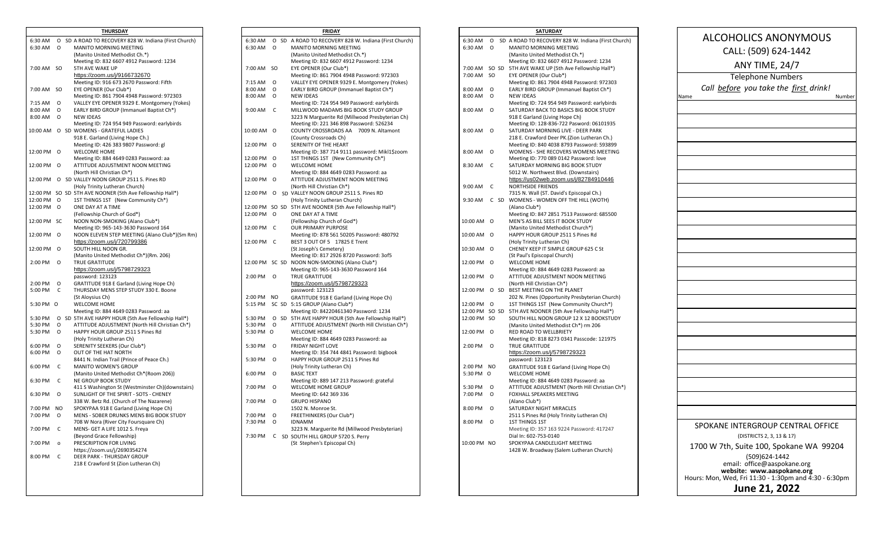## THURSDAY

| | | |
|---|---|---|
| 6:30 AM | O SD | A ROAD TO RECOVERY 828 W. Indiana (First Church) |
| 6:30 AM | O | MANITO MORNING MEETING<br>(Manito United Methodist Ch.*)<br>Meeting ID: 832 6607 4912 Password: 1234 |
| 7:00 AM | SO | 5TH AVE WAKE UP<br>https://zoom.us/j/9166732670<br>Meeting ID: 916 673 2670 Password: Fifth |
| 7:00 AM | SO | EYE OPENER (Our Club*)<br>Meeting ID: 861 7904 4948 Password: 972303 |
| 7:15 AM | O | VALLEY EYE OPENER 9329 E. Montgomery (Yokes) |
| 8:00 AM | O | EARLY BIRD GROUP (Immanuel Baptist Ch*) |
| 8:00 AM | O | NEW IDEAS<br>Meeting ID: 724 954 949 Password: earlybirds |
| 10:00 AM | O SD | WOMENS - GRATEFUL LADIES<br>918 E. Garland (Living Hope Ch.)<br>Meeting ID: 426 383 9807 Password: gl |
| 12:00 PM | O | WELCOME HOME<br>Meeting ID: 884 4649 0283 Password: aa |
| 12:00 PM | O | ATTITUDE ADJUSTMENT NOON MEETING<br>(North Hill Christian Ch*) |
| 12:00 PM | O SD | VALLEY NOON GROUP 2511 S. Pines RD<br>(Holy Trinity Lutheran Church) |
| 12:00 PM | SO SD | 5TH AVE NOONER (5th Ave Fellowship Hall*) |
| 12:00 PM | O | 1ST THINGS 1ST (New Community Ch*) |
| 12:00 PM | O | ONE DAY AT A TIME<br>(Fellowship Church of God*) |
| 12:00 PM | SC | NOON NON-SMOKING (Alano Club*)<br>Meeting ID: 965-143-3630 Password 164 |
| 12:00 PM | O | NOON ELEVEN STEP MEETING (Alano Club*)(Sm Rm)<br>https://zoom.us/j/720799386 |
| 12:00 PM | O | SOUTH HILL NOON GR.<br>(Manito United Methodist Ch*)(Rm. 206) |
| 2:00 PM | O | TRUE GRATITUDE<br>https://zoom.us/j/5798729323<br>password: 123123 |
| 2:00 PM | O | GRATITUDE 918 E Garland (Living Hope Ch) |
| 5:00 PM | C | THURSDAY MENS STEP STUDY 330 E. Boone<br>(St Aloysius Ch) |
| 5:30 PM | O | WELCOME HOME<br>Meeting ID: 884 4649 0283 Password: aa |
| 5:30 PM | O SD | 5TH AVE HAPPY HOUR (5th Ave Fellowship Hall*) |
| 5:30 PM | O | ATTITUDE ADJUSTMENT (North Hill Christian Ch*) |
| 5:30 PM | O | HAPPY HOUR GROUP 2511 S Pines Rd<br>(Holy Trinity Lutheran Ch) |
| 6:00 PM | O | SERENITY SEEKERS (Our Club*) |
| 6:00 PM | O | OUT OF THE HAT NORTH<br>8441 N. Indian Trail (Prince of Peace Ch.) |
| 6:00 PM | C | MANITO WOMEN'S GROUP<br>(Manito United Methodist Ch*(Room 206)) |
| 6:30 PM | C | NE GROUP BOOK STUDY<br>411 S Washington St (Westminster Ch)(downstairs) |
| 6:30 PM | O | SUNLIGHT OF THE SPIRIT - SOTS - CHENEY<br>338 W. Betz Rd. (Church of The Nazarene) |
| 7:00 PM | NO | SPOKYPAA 918 E Garland (Living Hope Ch) |
| 7:00 PM | O | MENS - SOBER DRUNKS MENS BIG BOOK STUDY<br>708 W Nora (River City Foursquare Ch) |
| 7:00 PM | C | MENS- GET A LIFE 1012 S. Freya<br>(Beyond Grace Fellowship) |
| 7:00 PM | o | PRESCRIPTION FOR LIVING<br>https://zoom.us/j/2690354274 |
| 8:00 PM | C | DEER PARK - THURSDAY GROUP<br>218 E Crawford St (Zion Lutheran Ch) |

## FRIDAY

| | | |
|---|---|---|
| 6:30 AM | O SD | A ROAD TO RECOVERY 828 W. Indiana (First Church) |
| 6:30 AM | O | MANITO MORNING MEETING<br>(Manito United Methodist Ch.*)<br>Meeting ID: 832 6607 4912 Password: 1234 |
| 7:00 AM | SO | EYE OPENER (Our Club*)<br>Meeting ID: 861 7904 4948 Password: 972303 |
| 7:15 AM | O | VALLEY EYE OPENER 9329 E. Montgomery (Yokes) |
| 8:00 AM | O | EARLY BIRD GROUP (Immanuel Baptist Ch*) |
| 8:00 AM | O | NEW IDEAS<br>Meeting ID: 724 954 949 Password: earlybirds |
| 9:00 AM | C | MILLWOOD MADAMS BIG BOOK STUDY GROUP<br>3223 N Marguerite Rd (Millwood Presbyterian Ch)<br>Meeting ID: 221 346 898 Password: 526234 |
| 10:00 AM | O | COUNTY CROSSROADS AA 7009 N. Altamont<br>(County Crossroads Ch) |
| 12:00 PM | O | SERENITY OF THE HEART<br>Meeting ID: 387 714 9111 password: Mikl1$zoom |
| 12:00 PM | O | 1ST THINGS 1ST (New Community Ch*) |
| 12:00 PM | O | WELCOME HOME<br>Meeting ID: 884 4649 0283 Password: aa |
| 12:00 PM | O | ATTITUDE ADJUSTMENT NOON MEETING<br>(North Hill Christian Ch*) |
| 12:00 PM | O SD | VALLEY NOON GROUP 2511 S. Pines RD<br>(Holy Trinity Lutheran Church) |
| 12:00 PM | SO SD | 5TH AVE NOONER (5th Ave Fellowship Hall*) |
| 12:00 PM | O | ONE DAY AT A TIME<br>(Fellowship Church of God*) |
| 12:00 PM | C | OUR PRIMARY PURPOSE<br>Meeting ID: 878 561 50205 Password: 480792 |
| 12:00 PM | C | BEST 3 OUT OF 5 17825 E Trent<br>(St Joseph's Cemetery)<br>Meeting ID: 817 2926 8720 Password: 3of5 |
| 12:00 PM | SC SD | NOON NON-SMOKING (Alano Club*)<br>Meeting ID: 965-143-3630 Password 164 |
| 2:00 PM | O | TRUE GRATITUDE<br>https://zoom.us/j/5798729323<br>password: 123123 |
| 2:00 PM | NO | GRATITUDE 918 E Garland (Living Hope Ch) |
| 5:15 PM | SC SD | 5:15 GROUP (Alano Club*)<br>Meeting ID: 84220461340 Password: 1234 |
| 5:30 PM | O SD | 5TH AVE HAPPY HOUR (5th Ave Fellowship Hall*) |
| 5:30 PM | O | ATTITUDE ADJUSTMENT (North Hill Christian Ch*) |
| 5:30 PM | O | WELCOME HOME<br>Meeting ID: 884 4649 0283 Password: aa |
| 5:30 PM | O | FRIDAY NIGHT LOVE<br>Meeting ID: 354 744 4841 Password: bigbook |
| 5:30 PM | O | HAPPY HOUR GROUP 2511 S Pines Rd<br>(Holy Trinity Lutheran Ch) |
| 6:00 PM | O | BASIC TEXT<br>Meeting ID: 889 147 213 Password: grateful |
| 7:00 PM | O | WELCOME HOME GROUP<br>Meeting ID: 642 369 336 |
| 7:00 PM | O | GRUPO HISPANO<br>1502 N. Monroe St. |
| 7:00 PM | O | FREETHINKERS (Our Club*) |
| 7:30 PM | O | IDNAMM<br>3223 N. Marguerite Rd (Millwood Presbyterian) |
| 7:30 PM | C SD | SOUTH HILL GROUP 5720 S. Perry<br>(St Stephen's Episcopal Ch) |

## SATURDAY

| | | |
|---|---|---|
| 6:30 AM | O SD | A ROAD TO RECOVERY 828 W. Indiana (First Church) |
| 6:30 AM | O | MANITO MORNING MEETING<br>(Manito United Methodist Ch.*)<br>Meeting ID: 832 6607 4912 Password: 1234 |
| 7:00 AM | SO SD | 5TH AVE WAKE UP (5th Ave Fellowship Hall*) |
| 7:00 AM | SO | EYE OPENER (Our Club*)<br>Meeting ID: 861 7904 4948 Password: 972303 |
| 8:00 AM | O | EARLY BIRD GROUP (Immanuel Baptist Ch*) |
| 8:00 AM | O | NEW IDEAS<br>Meeting ID: 724 954 949 Password: earlybirds |
| 8:00 AM | O | SATURDAY BACK TO BASICS BIG BOOK STUDY<br>918 E Garland (Living Hope Ch)<br>Meeting ID: 128-836-722 Pasword: 06101935 |
| 8:00 AM | O | SATURDAY MORNING LIVE - DEER PARK<br>218 E. Crawford Deer PK.(Zion Lutheran Ch.)<br>Meeting ID: 840 4038 8793 Password: 593899 |
| 8:00 AM | O | WOMENS - SHE RECOVERS WOMENS MEETING<br>Meeting ID: 770 089 0142 Password: love |
| 8:30 AM | C | SATURDAY MORNING BIG BOOK STUDY<br>5012 W. Northwest Blvd. (Downstairs)<br>https://us02web.zoom.us/j/82784910446 |
| 9:00 AM | C | NORTHSIDE FRIENDS<br>7315 N. Wall (ST. David's Episcopal Ch.) |
| 9:30 AM | C SD | WOMENS - WOMEN OFF THE HILL (WOTH)<br>(Alano Club*)<br>Meeting ID: 847 2851 7513 Password: 685500 |
| 10:00 AM | O | MEN'S AS BILL SEES IT BOOK STUDY<br>(Manito United Methodist Church*) |
| 10:00 AM | O | HAPPY HOUR GROUP 2511 S Pines Rd<br>(Holy Trinity Lutheran Ch) |
| 10:30 AM | O | CHENEY KEEP IT SIMPLE GROUP 625 C St<br>(St Paul's Episcopal Church) |
| 12:00 PM | O | WELCOME HOME<br>Meeting ID: 884 4649 0283 Password: aa |
| 12:00 PM | O | ATTITUDE ADJUSTMENT NOON MEETING<br>(North Hill Christian Ch*) |
| 12:00 PM | O SD | BEST MEETING ON THE PLANET<br>202 N. Pines (Opportunity Presbyterian Church) |
| 12:00 PM | O | 1ST THINGS 1ST (New Community Church*) |
| 12:00 PM | SO SD | 5TH AVE NOONER (5th Ave Fellowship Hall*) |
| 12:00 PM | SO | SOUTH HILL NOON GROUP 12 X 12 BOOKSTUDY<br>(Manito United Methodist Ch*) rm 206 |
| 12:00 PM | O | RED ROAD TO WELLBRIETY<br>Meeting ID: 818 8273 0341 Passcode: 121975 |
| 2:00 PM | O | TRUE GRATITUDE<br>https://zoom.us/j/5798729323<br>password: 123123 |
| 2:00 PM | NO | GRATITUDE 918 E Garland (Living Hope Ch) |
| 5:30 PM | O | WELCOME HOME<br>Meeting ID: 884 4649 0283 Password: aa |
| 5:30 PM | O | ATTITUDE ADJUSTMENT (North Hill Christian Ch*) |
| 7:00 PM | O | FOXHALL SPEAKERS MEETING<br>(Alano Club*) |
| 8:00 PM | O | SATURDAY NIGHT MIRACLES<br>2511 S Pines Rd (Holy Trinity Lutheran Ch) |
| 8:00 PM | O | 1ST THINGS 1ST<br>Meeting ID: 357 163 9224 Password: 417247<br>Dial In: 602-753-0140 |
| 10:00 PM | NO | SPOKYPAA CANDLELIGHT MEETING<br>1428 W. Broadway (Salem Lutheran Church) |

# ALCOHOLICS ANONYMOUS

CALL: (509) 624-1442

ANY TIME, 24/7

## Telephone Numbers

*Call before you take the first drink!*

| Name | Number |
|---|---|
| | |
| | |
| | |
| | |
| | |
| | |
| | |
| | |
| | |
| | |
| | |
| | |
| | |
| | |
| | |
| | |
| | |
| | |
| | |

## SPOKANE INTERGROUP CENTRAL OFFICE

(DISTRICTS 2, 3, 13 & 17)

1700 W 7th, Suite 100, Spokane WA 99204

(509)624-1442

email: office@aaspokane.org

**website: www.aaspokane.org**

Hours: Mon, Wed, Fri 11:30 - 1:30pm and 4:30 - 6:30pm

**June 21, 2022**